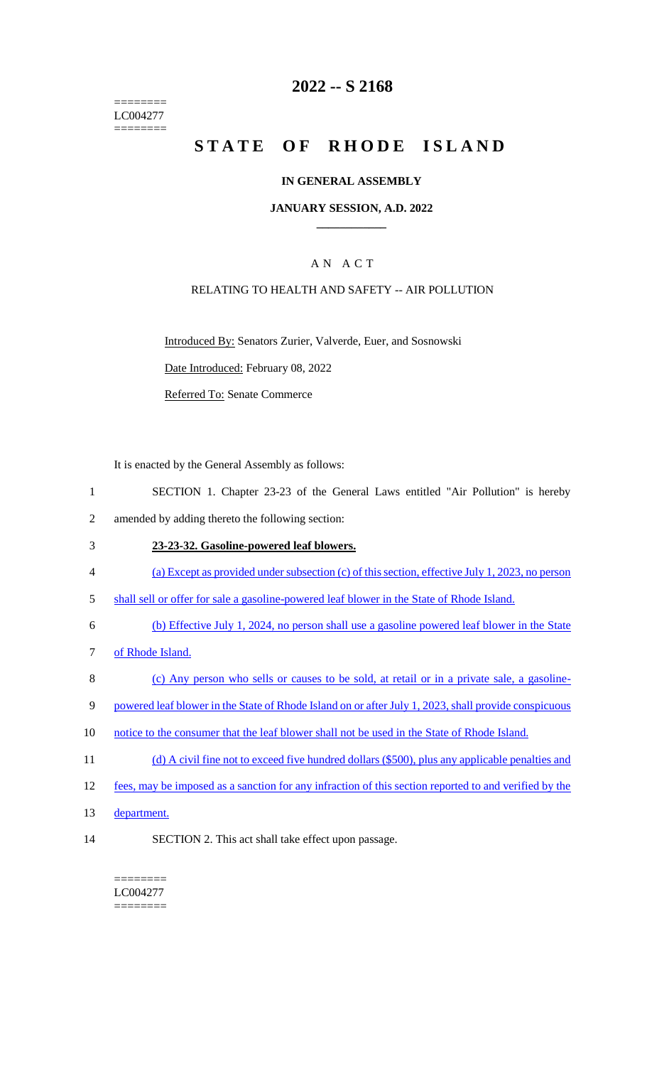========
LC004277
========

# 2022 -- S 2168

# STATE OF RHODE ISLAND

## IN GENERAL ASSEMBLY

### JANUARY SESSION, A.D. 2022

## A N A C T

### RELATING TO HEALTH AND SAFETY -- AIR POLLUTION

Introduced By: Senators Zurier, Valverde, Euer, and Sosnowski

Date Introduced: February 08, 2022

Referred To: Senate Commerce

It is enacted by the General Assembly as follows:

1 SECTION 1. Chapter 23-23 of the General Laws entitled "Air Pollution" is hereby
2 amended by adding thereto the following section:

3 **23-23-32. Gasoline-powered leaf blowers.**

4 (a) Except as provided under subsection (c) of this section, effective July 1, 2023, no person
5 shall sell or offer for sale a gasoline-powered leaf blower in the State of Rhode Island.

6 (b) Effective July 1, 2024, no person shall use a gasoline powered leaf blower in the State
7 of Rhode Island.

8 (c) Any person who sells or causes to be sold, at retail or in a private sale, a gasoline-
9 powered leaf blower in the State of Rhode Island on or after July 1, 2023, shall provide conspicuous
10 notice to the consumer that the leaf blower shall not be used in the State of Rhode Island.

11 (d) A civil fine not to exceed five hundred dollars ($500), plus any applicable penalties and
12 fees, may be imposed as a sanction for any infraction of this section reported to and verified by the
13 department.

14 SECTION 2. This act shall take effect upon passage.

========
LC004277
========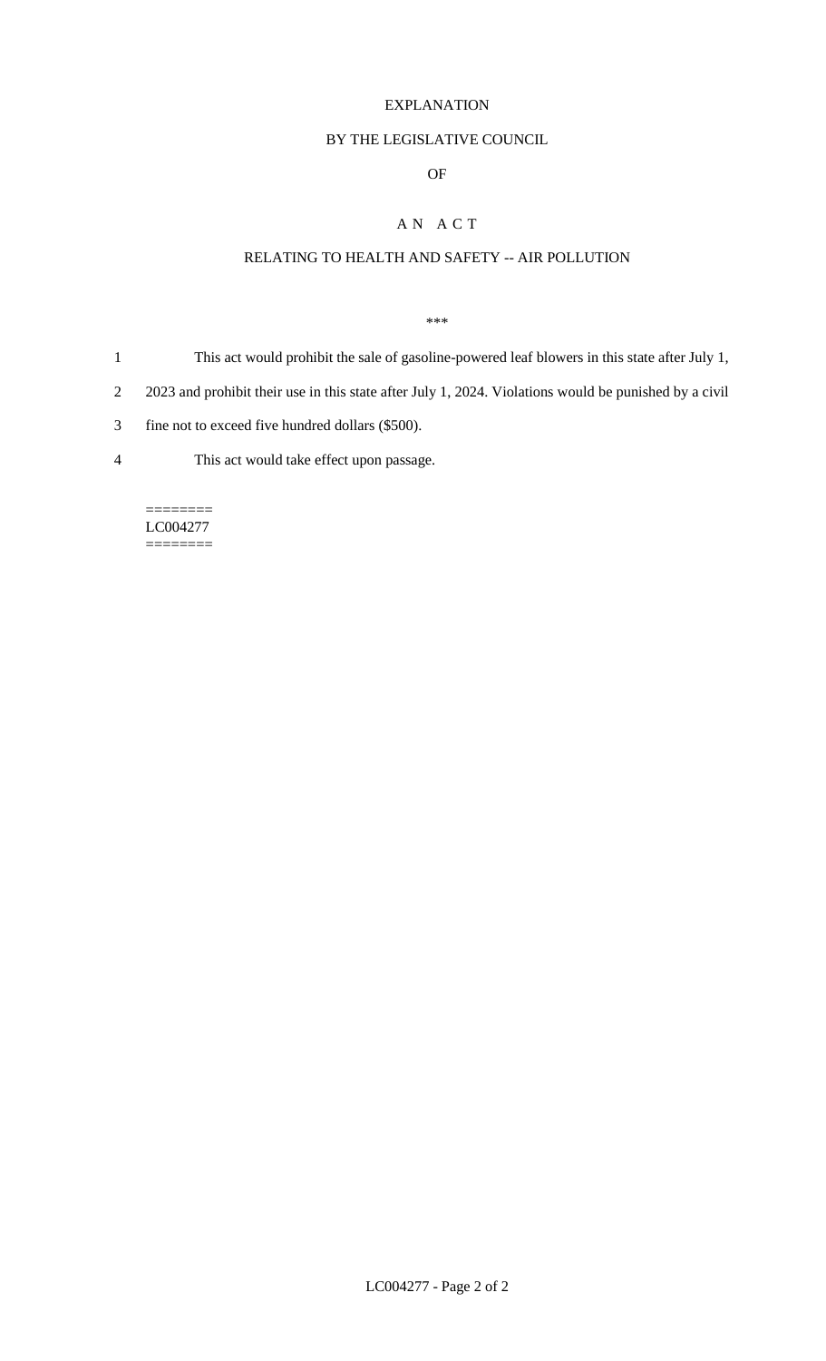EXPLANATION

BY THE LEGISLATIVE COUNCIL

OF

A N A C T

RELATING TO HEALTH AND SAFETY -- AIR POLLUTION

\*\*\*

1 This act would prohibit the sale of gasoline-powered leaf blowers in this state after July 1,
2 2023 and prohibit their use in this state after July 1, 2024. Violations would be punished by a civil
3 fine not to exceed five hundred dollars ($500).

4 This act would take effect upon passage.

========
LC004277
========